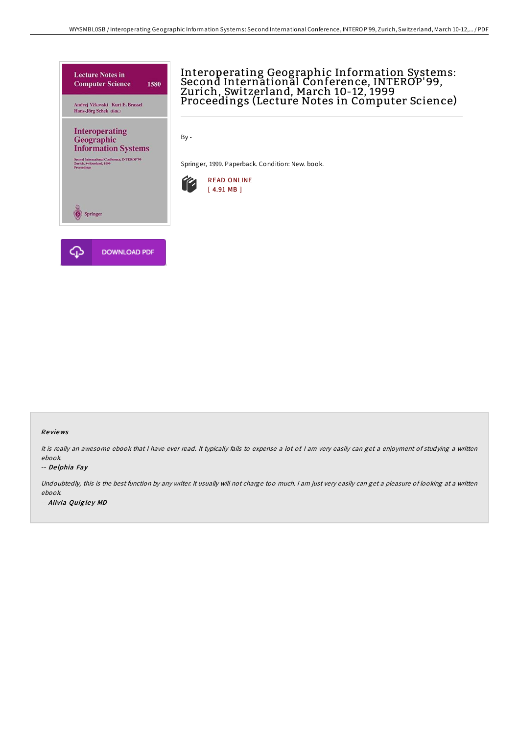# Interoperating Geographic Information Systems: Second International Conference, INTEROP'99, Zurich, Switzerland, March 10-12, 1999 Proceedings (Lecture Notes in Computer Science)

By -

Springer, 1999. Paperback. Condition: New. book.

READ ONLINE
[ 4.91 MB ]

DOWNLOAD PDF

## Reviews

*It is really an awesome ebook that I have ever read. It typically fails to expense a lot of. I am very easily can get a enjoyment of studying a written ebook.*

-- ***Delphia Fay***

*Undoubtedly, this is the best function by any writer. It usually will not charge too much. I am just very easily can get a pleasure of looking at a written ebook.*

-- ***Alivia Quigley MD***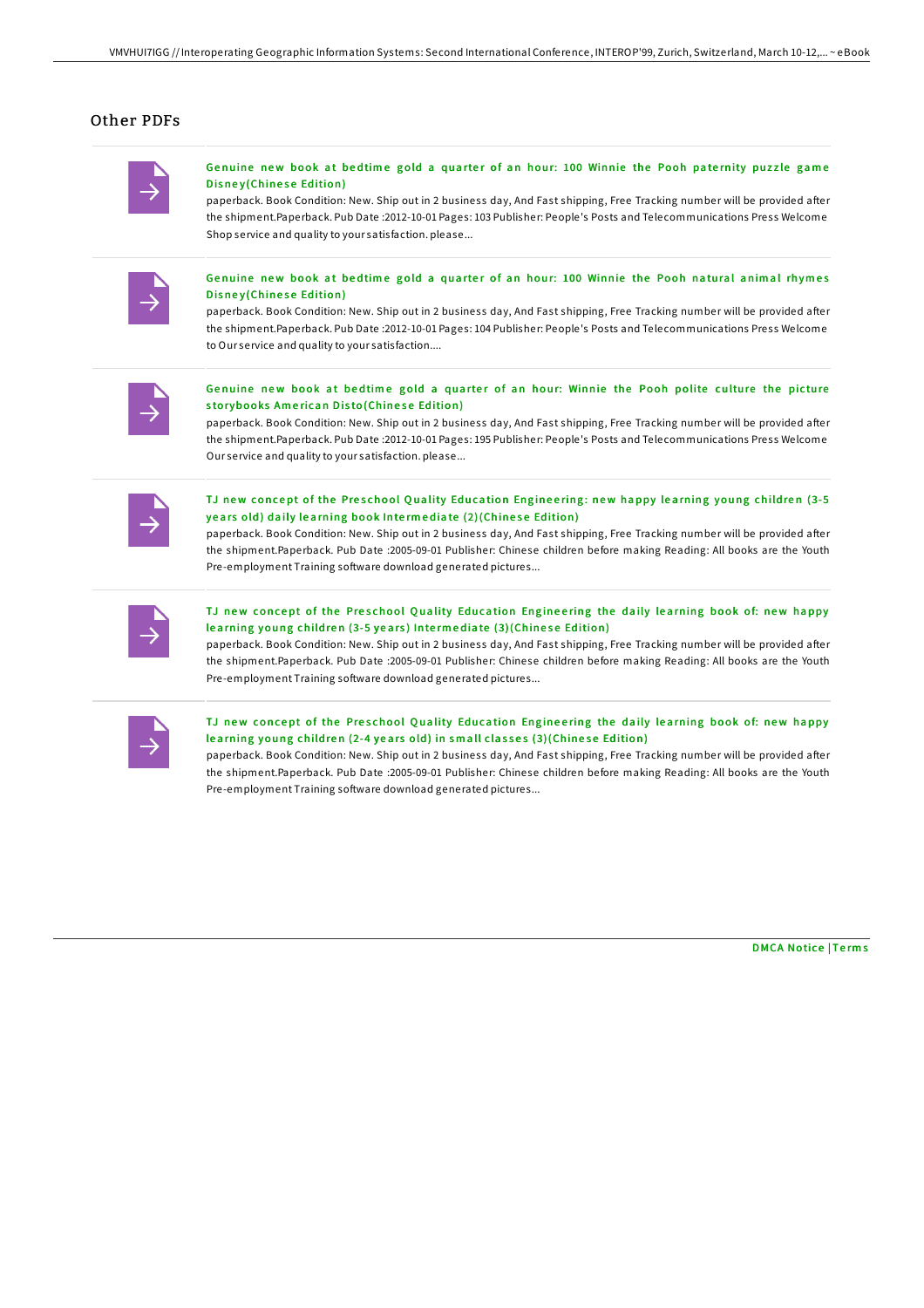## Other PDFs

**Genuine new book at bedtime gold a quarter of an hour: 100 Winnie the Pooh paternity puzzle game Disney(Chinese Edition)**

paperback. Book Condition: New. Ship out in 2 business day, And Fast shipping, Free Tracking number will be provided after the shipment.Paperback. Pub Date :2012-10-01 Pages: 103 Publisher: People's Posts and Telecommunications Press Welcome Shop service and quality to your satisfaction. please...

**Genuine new book at bedtime gold a quarter of an hour: 100 Winnie the Pooh natural animal rhymes Disney(Chinese Edition)**

paperback. Book Condition: New. Ship out in 2 business day, And Fast shipping, Free Tracking number will be provided after the shipment.Paperback. Pub Date :2012-10-01 Pages: 104 Publisher: People's Posts and Telecommunications Press Welcome to Our service and quality to your satisfaction....

**Genuine new book at bedtime gold a quarter of an hour: Winnie the Pooh polite culture the picture storybooks American Disto(Chinese Edition)**

paperback. Book Condition: New. Ship out in 2 business day, And Fast shipping, Free Tracking number will be provided after the shipment.Paperback. Pub Date :2012-10-01 Pages: 195 Publisher: People's Posts and Telecommunications Press Welcome Our service and quality to your satisfaction. please...

**TJ new concept of the Preschool Quality Education Engineering: new happy learning young children (3-5 years old) daily learning book Intermediate (2)(Chinese Edition)**

paperback. Book Condition: New. Ship out in 2 business day, And Fast shipping, Free Tracking number will be provided after the shipment.Paperback. Pub Date :2005-09-01 Publisher: Chinese children before making Reading: All books are the Youth Pre-employment Training software download generated pictures...

**TJ new concept of the Preschool Quality Education Engineering the daily learning book of: new happy learning young children (3-5 years) Intermediate (3)(Chinese Edition)**

paperback. Book Condition: New. Ship out in 2 business day, And Fast shipping, Free Tracking number will be provided after the shipment.Paperback. Pub Date :2005-09-01 Publisher: Chinese children before making Reading: All books are the Youth Pre-employment Training software download generated pictures...

**TJ new concept of the Preschool Quality Education Engineering the daily learning book of: new happy learning young children (2-4 years old) in small classes (3)(Chinese Edition)**

paperback. Book Condition: New. Ship out in 2 business day, And Fast shipping, Free Tracking number will be provided after the shipment.Paperback. Pub Date :2005-09-01 Publisher: Chinese children before making Reading: All books are the Youth Pre-employment Training software download generated pictures...

DMCA Notice | Terms